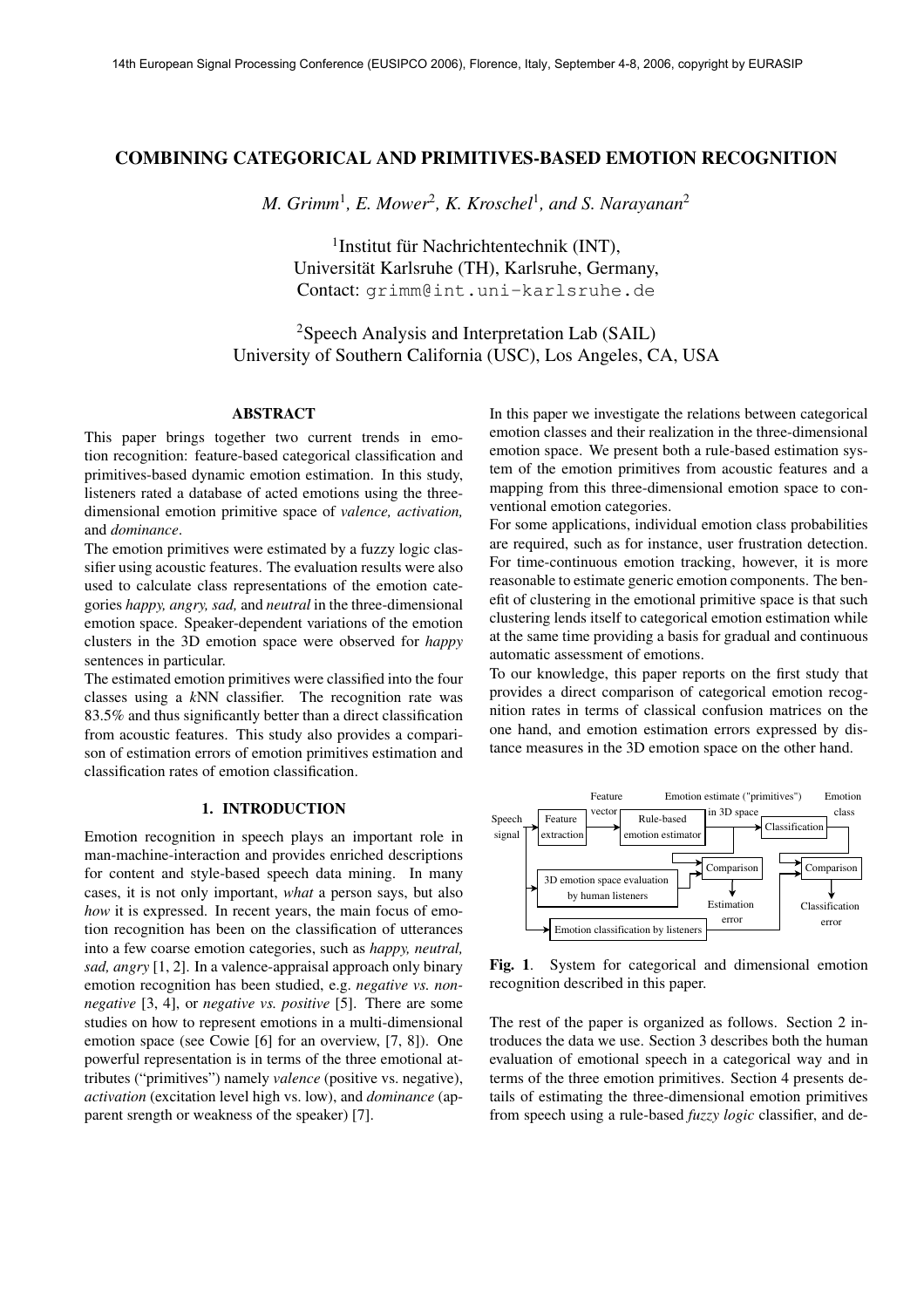# COMBINING CATEGORICAL AND PRIMITIVES-BASED EMOTION RECOGNITION

*M. Grimm[1], E. Mower[2], K. Kroschel[1], and S. Narayanan[2]*

[1]Institut für Nachrichtentechnik (INT),
Universität Karlsruhe (TH), Karlsruhe, Germany,
Contact: grimm@int.uni-karlsruhe.de

[2]Speech Analysis and Interpretation Lab (SAIL)
University of Southern California (USC), Los Angeles, CA, USA

## ABSTRACT

This paper brings together two current trends in emotion recognition: feature-based categorical classification and primitives-based dynamic emotion estimation. In this study, listeners rated a database of acted emotions using the three-dimensional emotion primitive space of *valence, activation,* and *dominance*.

The emotion primitives were estimated by a fuzzy logic classifier using acoustic features. The evaluation results were also used to calculate class representations of the emotion categories *happy, angry, sad,* and *neutral* in the three-dimensional emotion space. Speaker-dependent variations of the emotion clusters in the 3D emotion space were observed for *happy* sentences in particular.

The estimated emotion primitives were classified into the four classes using a *k*NN classifier. The recognition rate was 83.5% and thus significantly better than a direct classification from acoustic features. This study also provides a comparison of estimation errors of emotion primitives estimation and classification rates of emotion classification.

## 1. INTRODUCTION

Emotion recognition in speech plays an important role in man-machine-interaction and provides enriched descriptions for content and style-based speech data mining. In many cases, it is not only important, *what* a person says, but also *how* it is expressed. In recent years, the main focus of emotion recognition has been on the classification of utterances into a few coarse emotion categories, such as *happy, neutral, sad, angry* [1, 2]. In a valence-appraisal approach only binary emotion recognition has been studied, e.g. *negative vs. non-negative* [3, 4], or *negative vs. positive* [5]. There are some studies on how to represent emotions in a multi-dimensional emotion space (see Cowie [6] for an overview, [7, 8]). One powerful representation is in terms of the three emotional attributes ("primitives") namely *valence* (positive vs. negative), *activation* (excitation level high vs. low), and *dominance* (apparent srength or weakness of the speaker) [7].

In this paper we investigate the relations between categorical emotion classes and their realization in the three-dimensional emotion space. We present both a rule-based estimation system of the emotion primitives from acoustic features and a mapping from this three-dimensional emotion space to conventional emotion categories.

For some applications, individual emotion class probabilities are required, such as for instance, user frustration detection. For time-continuous emotion tracking, however, it is more reasonable to estimate generic emotion components. The benefit of clustering in the emotional primitive space is that such clustering lends itself to categorical emotion estimation while at the same time providing a basis for gradual and continuous automatic assessment of emotions.

To our knowledge, this paper reports on the first study that provides a direct comparison of categorical emotion recognition rates in terms of classical confusion matrices on the one hand, and emotion estimation errors expressed by distance measures in the 3D emotion space on the other hand.

**Fig. 1**. System for categorical and dimensional emotion recognition described in this paper.

The rest of the paper is organized as follows. Section 2 introduces the data we use. Section 3 describes both the human evaluation of emotional speech in a categorical way and in terms of the three emotion primitives. Section 4 presents details of estimating the three-dimensional emotion primitives from speech using a rule-based *fuzzy logic* classifier, and de-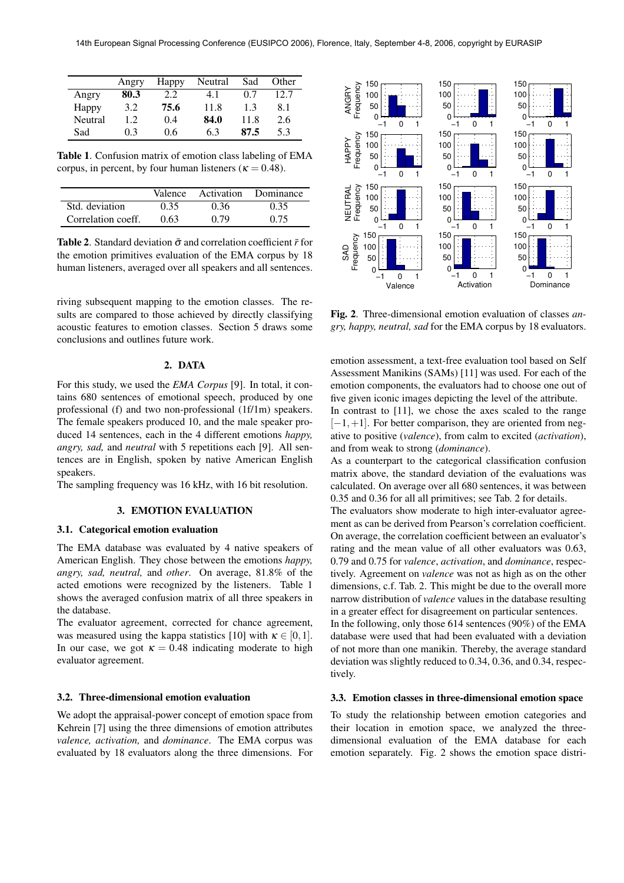|  | Angry | Happy | Neutral | Sad | Other |
|---|---|---|---|---|---|
| Angry | **80.3** | 2.2 | 4.1 | 0.7 | 12.7 |
| Happy | 3.2 | **75.6** | 11.8 | 1.3 | 8.1 |
| Neutral | 1.2 | 0.4 | **84.0** | 11.8 | 2.6 |
| Sad | 0.3 | 0.6 | 6.3 | **87.5** | 5.3 |

**Table 1**. Confusion matrix of emotion class labeling of EMA corpus, in percent, by four human listeners ($\kappa = 0.48$).

|  | Valence | Activation | Dominance |
|---|---|---|---|
| Std. deviation | 0.35 | 0.36 | 0.35 |
| Correlation coeff. | 0.63 | 0.79 | 0.75 |

**Table 2**. Standard deviation $\bar{\sigma}$ and correlation coefficient $\bar{r}$ for the emotion primitives evaluation of the EMA corpus by 18 human listeners, averaged over all speakers and all sentences.

riving subsequent mapping to the emotion classes. The results are compared to those achieved by directly classifying acoustic features to emotion classes. Section 5 draws some conclusions and outlines future work.

## 2. DATA

For this study, we used the *EMA Corpus* [9]. In total, it contains 680 sentences of emotional speech, produced by one professional (f) and two non-professional (1f/1m) speakers. The female speakers produced 10, and the male speaker produced 14 sentences, each in the 4 different emotions *happy, angry, sad,* and *neutral* with 5 repetitions each [9]. All sentences are in English, spoken by native American English speakers.

The sampling frequency was 16 kHz, with 16 bit resolution.

## 3. EMOTION EVALUATION

### 3.1. Categorical emotion evaluation

The EMA database was evaluated by 4 native speakers of American English. They chose between the emotions *happy, angry, sad, neutral,* and *other*. On average, 81.8% of the acted emotions were recognized by the listeners. Table 1 shows the averaged confusion matrix of all three speakers in the database.

The evaluator agreement, corrected for chance agreement, was measured using the kappa statistics [10] with $\kappa \in [0, 1]$. In our case, we got $\kappa = 0.48$ indicating moderate to high evaluator agreement.

### 3.2. Three-dimensional emotion evaluation

We adopt the appraisal-power concept of emotion space from Kehrein [7] using the three dimensions of emotion attributes *valence, activation,* and *dominance*. The EMA corpus was evaluated by 18 evaluators along the three dimensions. For emotion assessment, a text-free evaluation tool based on Self Assessment Manikins (SAMs) [11] was used. For each of the emotion components, the evaluators had to choose one out of five given iconic images depicting the level of the attribute.

In contrast to [11], we chose the axes scaled to the range $[-1, +1]$. For better comparison, they are oriented from negative to positive (*valence*), from calm to excited (*activation*), and from weak to strong (*dominance*).

As a counterpart to the categorical classification confusion matrix above, the standard deviation of the evaluations was calculated. On average over all 680 sentences, it was between 0.35 and 0.36 for all primitives; see Tab. 2 for details.

The evaluators show moderate to high inter-evaluator agreement as can be derived from Pearson's correlation coefficient. On average, the correlation coefficient between an evaluator's rating and the mean value of all other evaluators was 0.63, 0.79 and 0.75 for *valence*, *activation*, and *dominance*, respectively. Agreement on *valence* was not as high as on the other dimensions, c.f. Tab. 2. This might be due to the overall more narrow distribution of *valence* values in the database resulting in a greater effect for disagreement on particular sentences.

In the following, only those 614 sentences (90%) of the EMA database were used that had been evaluated with a deviation of not more than one manikin. Thereby, the average standard deviation was slightly reduced to 0.34, 0.36, and 0.34, respectively.

**Fig. 2**. Three-dimensional emotion evaluation of classes *angry, happy, neutral, sad* for the EMA corpus by 18 evaluators.

### 3.3. Emotion classes in three-dimensional emotion space

To study the relationship between emotion categories and their location in emotion space, we analyzed the three-dimensional evaluation of the EMA database for each emotion separately. Fig. 2 shows the emotion space distri-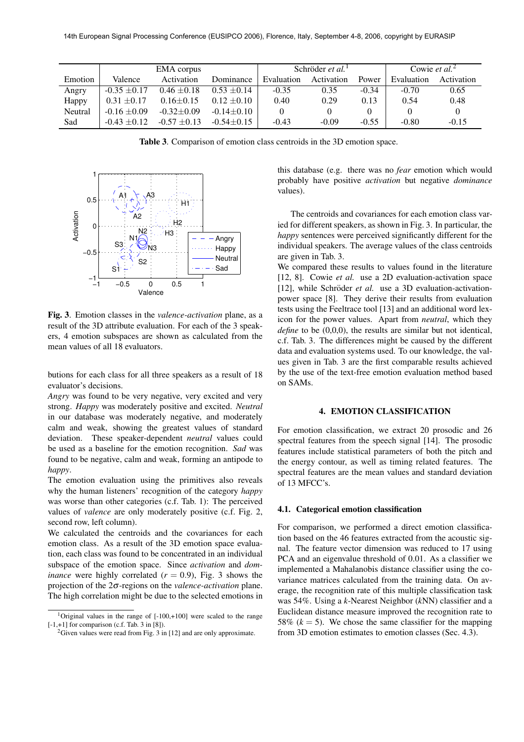| Emotion | EMA corpus | | | Schröder *et al.*[1] | | | Cowie *et al.*[2] | |
|---|---|---|---|---|---|---|---|---|
| | Valence | Activation | Dominance | Evaluation | Activation | Power | Evaluation | Activation |
| Angry | -0.35 ±0.17 | 0.46 ±0.18 | 0.53 ±0.14 | -0.35 | 0.35 | -0.34 | -0.70 | 0.65 |
| Happy | 0.31 ±0.17 | 0.16±0.15 | 0.12 ±0.10 | 0.40 | 0.29 | 0.13 | 0.54 | 0.48 |
| Neutral | -0.16 ±0.09 | -0.32±0.09 | -0.14±0.10 | 0 | 0 | 0 | 0 | 0 |
| Sad | -0.43 ±0.12 | -0.57 ±0.13 | -0.54±0.15 | -0.43 | -0.09 | -0.55 | -0.80 | -0.15 |

**Table 3**. Comparison of emotion class centroids in the 3D emotion space.

**Fig. 3**. Emotion classes in the *valence-activation* plane, as a result of the 3D attribute evaluation. For each of the 3 speakers, 4 emotion subspaces are shown as calculated from the mean values of all 18 evaluators.

butions for each class for all three speakers as a result of 18 evaluator's decisions.

*Angry* was found to be very negative, very excited and very strong. *Happy* was moderately positive and excited. *Neutral* in our database was moderately negative, and moderately calm and weak, showing the greatest values of standard deviation. These speaker-dependent *neutral* values could be used as a baseline for the emotion recognition. *Sad* was found to be negative, calm and weak, forming an antipode to *happy*.

The emotion evaluation using the primitives also reveals why the human listeners' recognition of the category *happy* was worse than other categories (c.f. Tab. 1): The perceived values of *valence* are only moderately positive (c.f. Fig. 2, second row, left column).

We calculated the centroids and the covariances for each emotion class. As a result of the 3D emotion space evaluation, each class was found to be concentrated in an individual subspace of the emotion space. Since *activation* and *dominance* were highly correlated ($r = 0.9$), Fig. 3 shows the projection of the $2\sigma$-regions on the *valence-activation* plane. The high correlation might be due to the selected emotions in this database (e.g. there was no *fear* emotion which would probably have positive *activation* but negative *dominance* values).

The centroids and covariances for each emotion class varied for different speakers, as shown in Fig. 3. In particular, the *happy* sentences were perceived significantly different for the individual speakers. The average values of the class centroids are given in Tab. 3.

We compared these results to values found in the literature [12, 8]. Cowie *et al.* use a 2D evaluation-activation space [12], while Schröder *et al.* use a 3D evaluation-activation-power space [8]. They derive their results from evaluation tests using the Feeltrace tool [13] and an additional word lexicon for the power values. Apart from *neutral*, which they *define* to be (0,0,0), the results are similar but not identical, c.f. Tab. 3. The differences might be caused by the different data and evaluation systems used. To our knowledge, the values given in Tab. 3 are the first comparable results achieved by the use of the text-free emotion evaluation method based on SAMs.

## 4. EMOTION CLASSIFICATION

For emotion classification, we extract 20 prosodic and 26 spectral features from the speech signal [14]. The prosodic features include statistical parameters of both the pitch and the energy contour, as well as timing related features. The spectral features are the mean values and standard deviation of 13 MFCC's.

### 4.1. Categorical emotion classification

For comparison, we performed a direct emotion classification based on the 46 features extracted from the acoustic signal. The feature vector dimension was reduced to 17 using PCA and an eigenvalue threshold of 0.01. As a classifier we implemented a Mahalanobis distance classifier using the covariance matrices calculated from the training data. On average, the recognition rate of this multiple classification task was 54%. Using a $k$-Nearest Neighbor ($k$NN) classifier and a Euclidean distance measure improved the recognition rate to 58% ($k = 5$). We chose the same classifier for the mapping from 3D emotion estimates to emotion classes (Sec. 4.3).

[1] Original values in the range of [-100,+100] were scaled to the range [-1,+1] for comparison (c.f. Tab. 3 in [8]).

[2] Given values were read from Fig. 3 in [12] and are only approximate.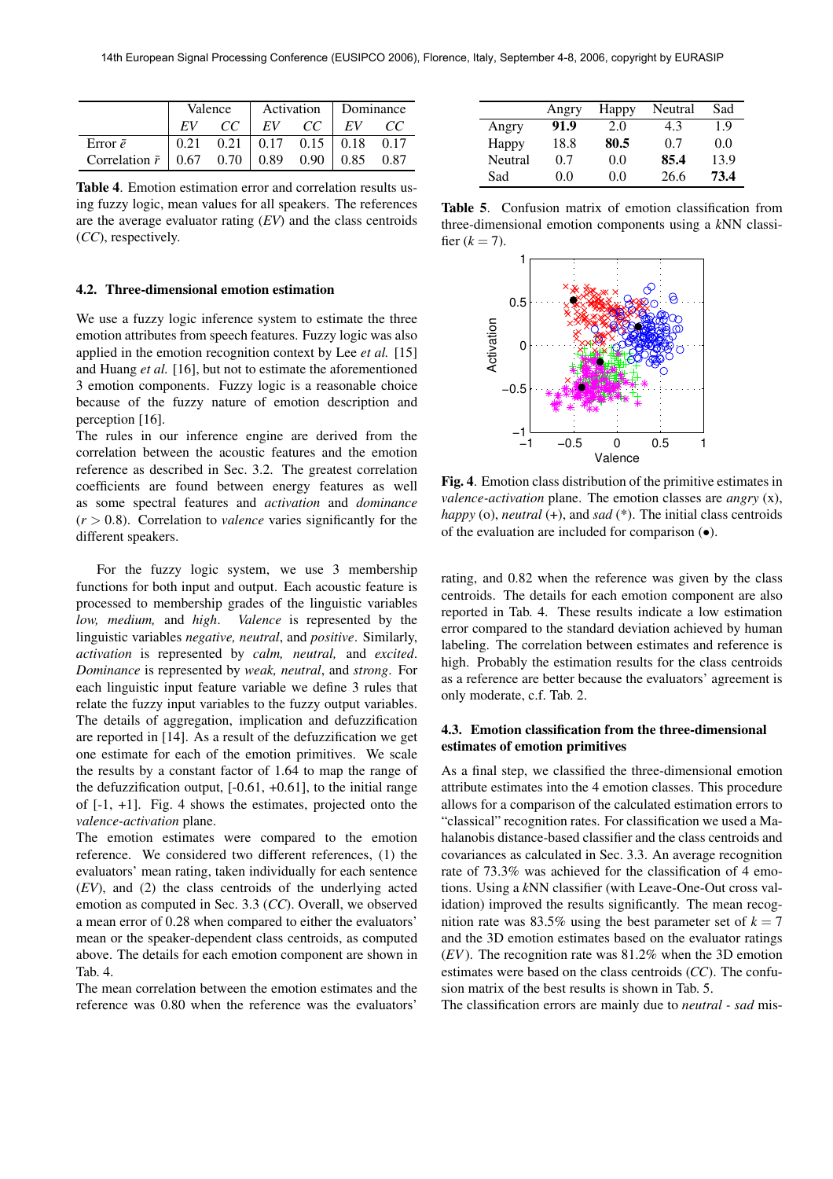|  | Valence |  | Activation |  | Dominance |  |
|---|---|---|---|---|---|---|
|  | *EV* | *CC* | *EV* | *CC* | *EV* | *CC* |
| Error $\bar{e}$ | 0.21 | 0.21 | 0.17 | 0.15 | 0.18 | 0.17 |
| Correlation $\bar{r}$ | 0.67 | 0.70 | 0.89 | 0.90 | 0.85 | 0.87 |

**Table 4**. Emotion estimation error and correlation results using fuzzy logic, mean values for all speakers. The references are the average evaluator rating (*EV*) and the class centroids (*CC*), respectively.

### 4.2. Three-dimensional emotion estimation

We use a fuzzy logic inference system to estimate the three emotion attributes from speech features. Fuzzy logic was also applied in the emotion recognition context by Lee *et al.* [15] and Huang *et al.* [16], but not to estimate the aforementioned 3 emotion components. Fuzzy logic is a reasonable choice because of the fuzzy nature of emotion description and perception [16].
The rules in our inference engine are derived from the correlation between the acoustic features and the emotion reference as described in Sec. 3.2. The greatest correlation coefficients are found between energy features as well as some spectral features and *activation* and *dominance* ($r > 0.8$). Correlation to *valence* varies significantly for the different speakers.

For the fuzzy logic system, we use 3 membership functions for both input and output. Each acoustic feature is processed to membership grades of the linguistic variables *low, medium,* and *high*. *Valence* is represented by the linguistic variables *negative, neutral*, and *positive*. Similarly, *activation* is represented by *calm, neutral,* and *excited*. *Dominance* is represented by *weak, neutral*, and *strong*. For each linguistic input feature variable we define 3 rules that relate the fuzzy input variables to the fuzzy output variables. The details of aggregation, implication and defuzzification are reported in [14]. As a result of the defuzzification we get one estimate for each of the emotion primitives. We scale the results by a constant factor of 1.64 to map the range of the defuzzification output, [-0.61, +0.61], to the initial range of [-1, +1]. Fig. 4 shows the estimates, projected onto the *valence-activation* plane.
The emotion estimates were compared to the emotion reference. We considered two different references, (1) the evaluators' mean rating, taken individually for each sentence (*EV*), and (2) the class centroids of the underlying acted emotion as computed in Sec. 3.3 (*CC*). Overall, we observed a mean error of 0.28 when compared to either the evaluators' mean or the speaker-dependent class centroids, as computed above. The details for each emotion component are shown in Tab. 4.
The mean correlation between the emotion estimates and the reference was 0.80 when the reference was the evaluators' rating, and 0.82 when the reference was given by the class centroids. The details for each emotion component are also reported in Tab. 4. These results indicate a low estimation error compared to the standard deviation achieved by human labeling. The correlation between estimates and reference is high. Probably the estimation results for the class centroids as a reference are better because the evaluators' agreement is only moderate, c.f. Tab. 2.

|  | Angry | Happy | Neutral | Sad |
|---|---|---|---|---|
| Angry | **91.9** | 2.0 | 4.3 | 1.9 |
| Happy | 18.8 | **80.5** | 0.7 | 0.0 |
| Neutral | 0.7 | 0.0 | **85.4** | 13.9 |
| Sad | 0.0 | 0.0 | 26.6 | **73.4** |

**Table 5**. Confusion matrix of emotion classification from three-dimensional emotion components using a *k*NN classifier ($k = 7$).

**Fig. 4**. Emotion class distribution of the primitive estimates in *valence-activation* plane. The emotion classes are *angry* (x), *happy* (o), *neutral* (+), and *sad* (*). The initial class centroids of the evaluation are included for comparison (•).

### 4.3. Emotion classification from the three-dimensional estimates of emotion primitives

As a final step, we classified the three-dimensional emotion attribute estimates into the 4 emotion classes. This procedure allows for a comparison of the calculated estimation errors to "classical" recognition rates. For classification we used a Mahalanobis distance-based classifier and the class centroids and covariances as calculated in Sec. 3.3. An average recognition rate of 73.3% was achieved for the classification of 4 emotions. Using a *k*NN classifier (with Leave-One-Out cross validation) improved the results significantly. The mean recognition rate was 83.5% using the best parameter set of $k = 7$ and the 3D emotion estimates based on the evaluator ratings (*EV*). The recognition rate was 81.2% when the 3D emotion estimates were based on the class centroids (*CC*). The confusion matrix of the best results is shown in Tab. 5.
The classification errors are mainly due to *neutral - sad* mis-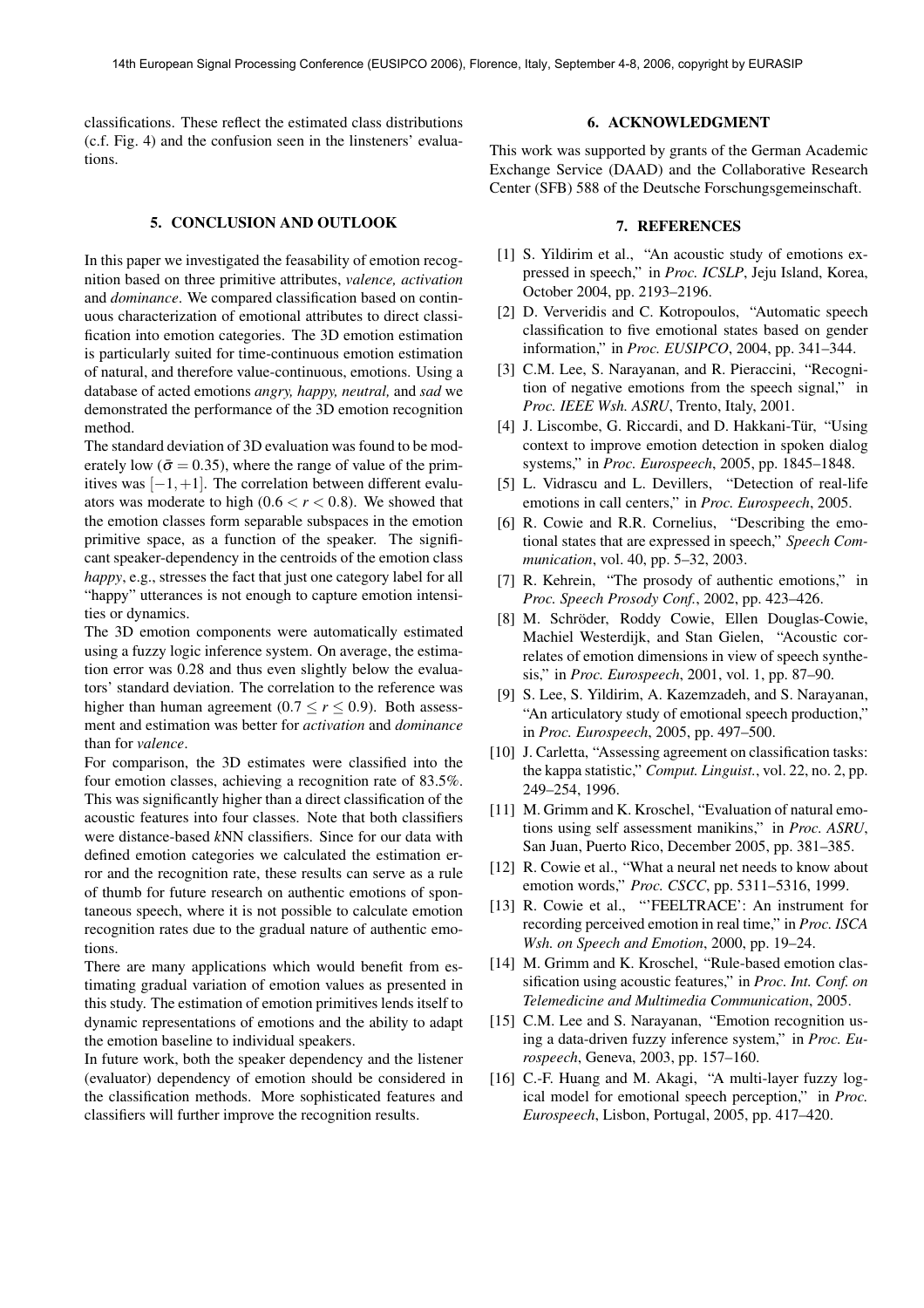classifications. These reflect the estimated class distributions (c.f. Fig. 4) and the confusion seen in the linsteners' evaluations.

## 5. CONCLUSION AND OUTLOOK

In this paper we investigated the feasability of emotion recognition based on three primitive attributes, *valence, activation* and *dominance*. We compared classification based on continuous characterization of emotional attributes to direct classification into emotion categories. The 3D emotion estimation is particularly suited for time-continuous emotion estimation of natural, and therefore value-continuous, emotions. Using a database of acted emotions *angry, happy, neutral,* and *sad* we demonstrated the performance of the 3D emotion recognition method.

The standard deviation of 3D evaluation was found to be moderately low ($\bar{\sigma} = 0.35$), where the range of value of the primitives was $[-1, +1]$. The correlation between different evaluators was moderate to high ($0.6 < r < 0.8$). We showed that the emotion classes form separable subspaces in the emotion primitive space, as a function of the speaker. The significant speaker-dependency in the centroids of the emotion class *happy*, e.g., stresses the fact that just one category label for all "happy" utterances is not enough to capture emotion intensities or dynamics.

The 3D emotion components were automatically estimated using a fuzzy logic inference system. On average, the estimation error was 0.28 and thus even slightly below the evaluators' standard deviation. The correlation to the reference was higher than human agreement ($0.7 \leq r \leq 0.9$). Both assessment and estimation was better for *activation* and *dominance* than for *valence*.

For comparison, the 3D estimates were classified into the four emotion classes, achieving a recognition rate of 83.5%. This was significantly higher than a direct classification of the acoustic features into four classes. Note that both classifiers were distance-based *k*NN classifiers. Since for our data with defined emotion categories we calculated the estimation error and the recognition rate, these results can serve as a rule of thumb for future research on authentic emotions of spontaneous speech, where it is not possible to calculate emotion recognition rates due to the gradual nature of authentic emotions.

There are many applications which would benefit from estimating gradual variation of emotion values as presented in this study. The estimation of emotion primitives lends itself to dynamic representations of emotions and the ability to adapt the emotion baseline to individual speakers.

In future work, both the speaker dependency and the listener (evaluator) dependency of emotion should be considered in the classification methods. More sophisticated features and classifiers will further improve the recognition results.

## 6. ACKNOWLEDGMENT

This work was supported by grants of the German Academic Exchange Service (DAAD) and the Collaborative Research Center (SFB) 588 of the Deutsche Forschungsgemeinschaft.

## 7. REFERENCES

[1] S. Yildirim et al., "An acoustic study of emotions expressed in speech," in *Proc. ICSLP*, Jeju Island, Korea, October 2004, pp. 2193–2196.

[2] D. Ververidis and C. Kotropoulos, "Automatic speech classification to five emotional states based on gender information," in *Proc. EUSIPCO*, 2004, pp. 341–344.

[3] C.M. Lee, S. Narayanan, and R. Pieraccini, "Recognition of negative emotions from the speech signal," in *Proc. IEEE Wsh. ASRU*, Trento, Italy, 2001.

[4] J. Liscombe, G. Riccardi, and D. Hakkani-Tür, "Using context to improve emotion detection in spoken dialog systems," in *Proc. Eurospeech*, 2005, pp. 1845–1848.

[5] L. Vidrascu and L. Devillers, "Detection of real-life emotions in call centers," in *Proc. Eurospeech*, 2005.

[6] R. Cowie and R.R. Cornelius, "Describing the emotional states that are expressed in speech," *Speech Communication*, vol. 40, pp. 5–32, 2003.

[7] R. Kehrein, "The prosody of authentic emotions," in *Proc. Speech Prosody Conf.*, 2002, pp. 423–426.

[8] M. Schröder, Roddy Cowie, Ellen Douglas-Cowie, Machiel Westerdijk, and Stan Gielen, "Acoustic correlates of emotion dimensions in view of speech synthesis," in *Proc. Eurospeech*, 2001, vol. 1, pp. 87–90.

[9] S. Lee, S. Yildirim, A. Kazemzadeh, and S. Narayanan, "An articulatory study of emotional speech production," in *Proc. Eurospeech*, 2005, pp. 497–500.

[10] J. Carletta, "Assessing agreement on classification tasks: the kappa statistic," *Comput. Linguist.*, vol. 22, no. 2, pp. 249–254, 1996.

[11] M. Grimm and K. Kroschel, "Evaluation of natural emotions using self assessment manikins," in *Proc. ASRU*, San Juan, Puerto Rico, December 2005, pp. 381–385.

[12] R. Cowie et al., "What a neural net needs to know about emotion words," *Proc. CSCC*, pp. 5311–5316, 1999.

[13] R. Cowie et al., "'FEELTRACE': An instrument for recording perceived emotion in real time," in *Proc. ISCA Wsh. on Speech and Emotion*, 2000, pp. 19–24.

[14] M. Grimm and K. Kroschel, "Rule-based emotion classification using acoustic features," in *Proc. Int. Conf. on Telemedicine and Multimedia Communication*, 2005.

[15] C.M. Lee and S. Narayanan, "Emotion recognition using a data-driven fuzzy inference system," in *Proc. Eurospeech*, Geneva, 2003, pp. 157–160.

[16] C.-F. Huang and M. Akagi, "A multi-layer fuzzy logical model for emotional speech perception," in *Proc. Eurospeech*, Lisbon, Portugal, 2005, pp. 417–420.